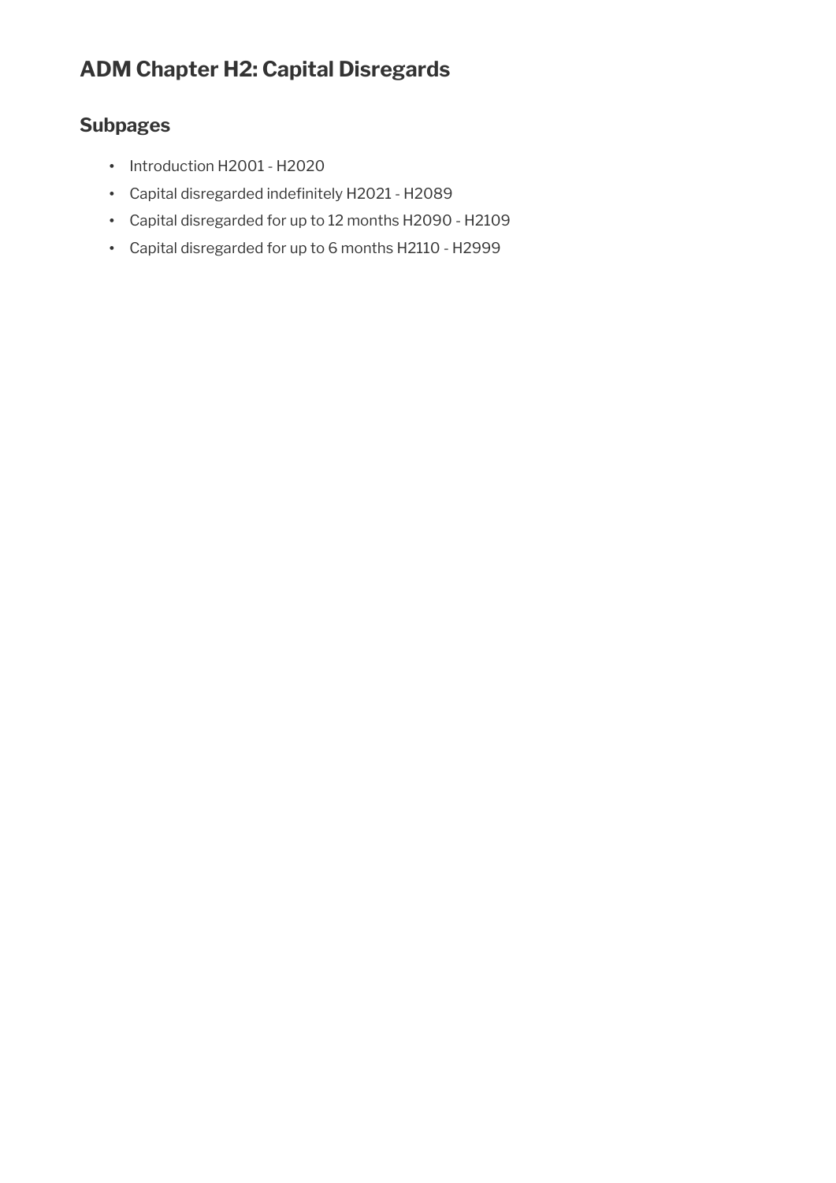# ADM Chapter H2: Capital Disregards

## Subpages

- Introduction H2001 - H2020
- Capital disregarded indefinitely H2021 - H2089
- Capital disregarded for up to 12 months H2090 - H2109
- Capital disregarded for up to 6 months H2110 - H2999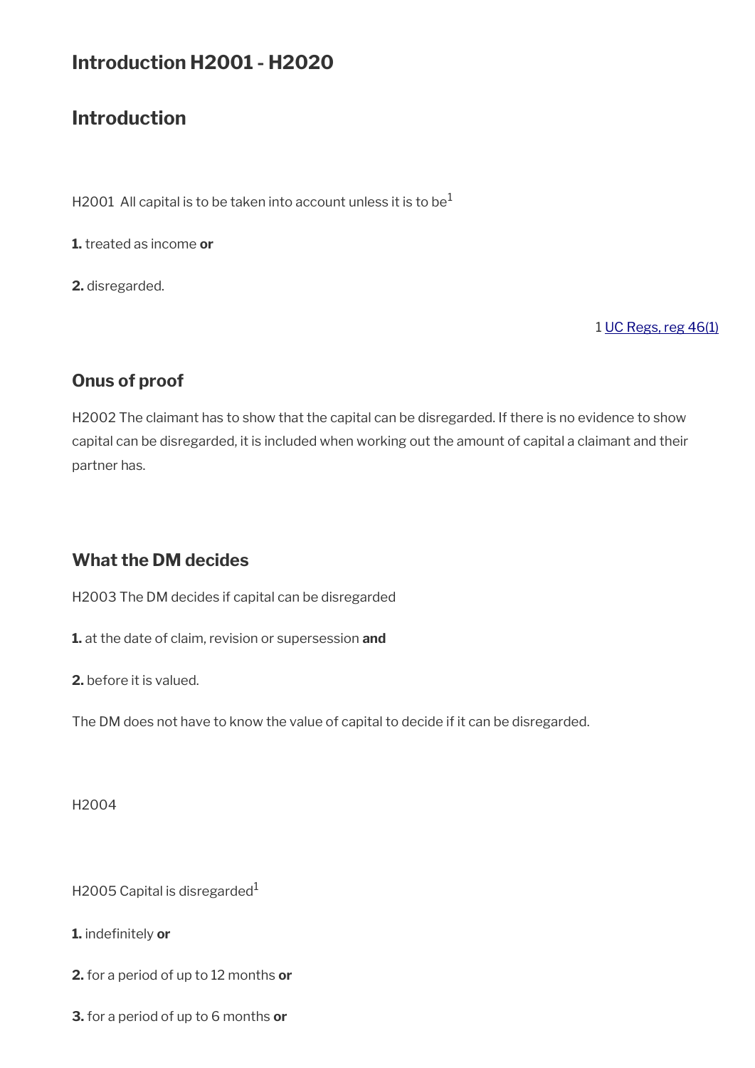# Introduction H2001 - H2020

## Introduction

H2001 All capital is to be taken into account unless it is to be[1]

**1.** treated as income **or**

**2.** disregarded.

1 UC Regs, reg 46(1)

### Onus of proof

H2002 The claimant has to show that the capital can be disregarded. If there is no evidence to show capital can be disregarded, it is included when working out the amount of capital a claimant and their partner has.

### What the DM decides

H2003 The DM decides if capital can be disregarded

**1.** at the date of claim, revision or supersession **and**

**2.** before it is valued.

The DM does not have to know the value of capital to decide if it can be disregarded.

H2004

H2005 Capital is disregarded[1]

**1.** indefinitely **or**

**2.** for a period of up to 12 months **or**

**3.** for a period of up to 6 months **or**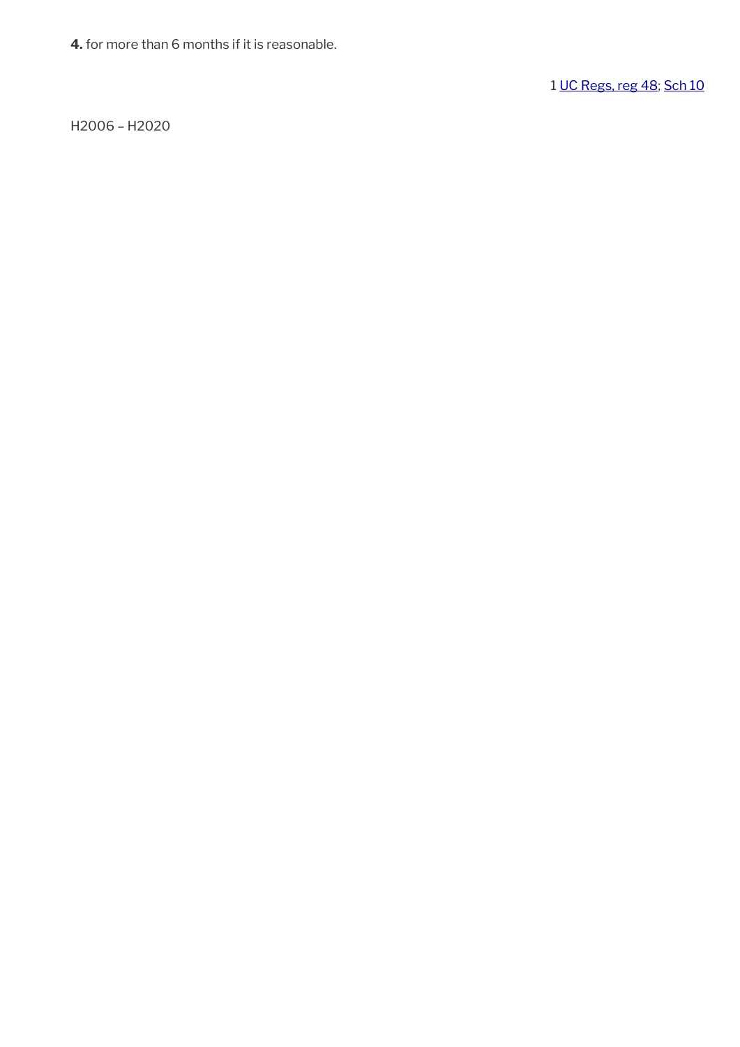**4.** for more than 6 months if it is reasonable.

1 UC Regs, reg 48; Sch 10

H2006 – H2020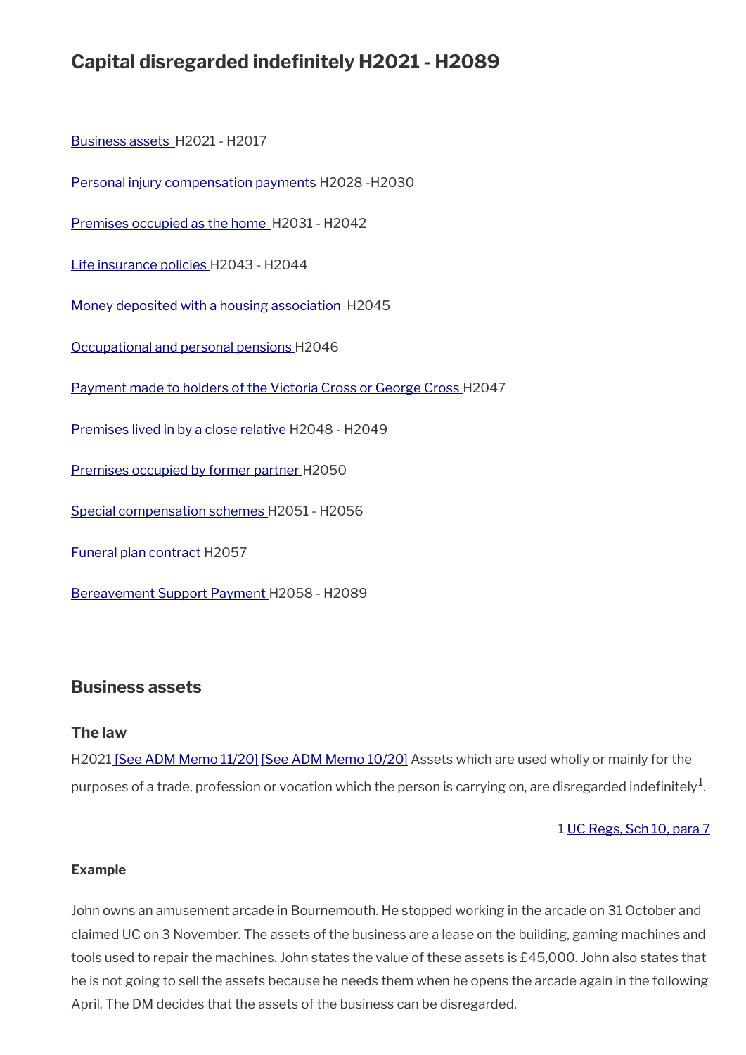# Capital disregarded indefinitely H2021 - H2089

[Business assets ](#) H2021 - H2017

[Personal injury compensation payments ](#) H2028 -H2030

[Premises occupied as the home ](#) H2031 - H2042

[Life insurance policies ](#) H2043 - H2044

[Money deposited with a housing association ](#) H2045

[Occupational and personal pensions ](#) H2046

[Payment made to holders of the Victoria Cross or George Cross ](#) H2047

[Premises lived in by a close relative ](#) H2048 - H2049

[Premises occupied by former partner ](#) H2050

[Special compensation schemes ](#) H2051 - H2056

[Funeral plan contract ](#) H2057

[Bereavement Support Payment ](#) H2058 - H2089

## Business assets

### The law

H2021 [See ADM Memo 11/20] [See ADM Memo 10/20] Assets which are used wholly or mainly for the purposes of a trade, profession or vocation which the person is carrying on, are disregarded indefinitely[1].

1 UC Regs, Sch 10, para 7

#### Example

John owns an amusement arcade in Bournemouth. He stopped working in the arcade on 31 October and claimed UC on 3 November. The assets of the business are a lease on the building, gaming machines and tools used to repair the machines. John states the value of these assets is £45,000. John also states that he is not going to sell the assets because he needs them when he opens the arcade again in the following April. The DM decides that the assets of the business can be disregarded.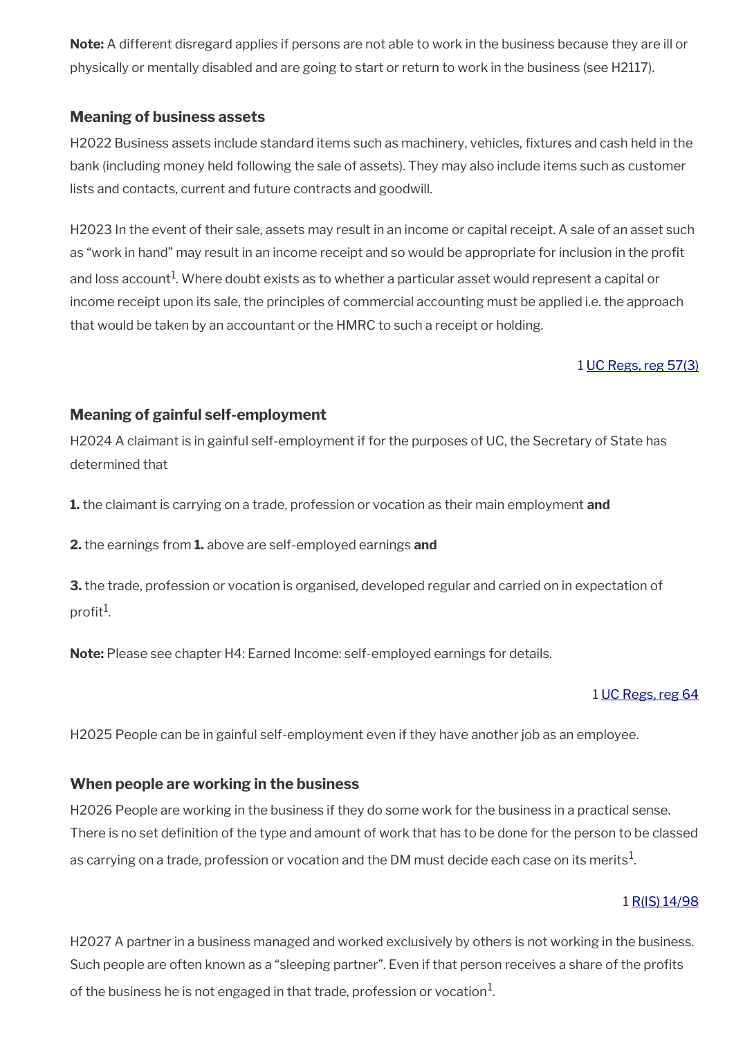**Note:** A different disregard applies if persons are not able to work in the business because they are ill or physically or mentally disabled and are going to start or return to work in the business (see H2117).

### Meaning of business assets

H2022 Business assets include standard items such as machinery, vehicles, fixtures and cash held in the bank (including money held following the sale of assets). They may also include items such as customer lists and contacts, current and future contracts and goodwill.

H2023 In the event of their sale, assets may result in an income or capital receipt. A sale of an asset such as "work in hand" may result in an income receipt and so would be appropriate for inclusion in the profit and loss account[1]. Where doubt exists as to whether a particular asset would represent a capital or income receipt upon its sale, the principles of commercial accounting must be applied i.e. the approach that would be taken by an accountant or the HMRC to such a receipt or holding.

1 UC Regs, reg 57(3)

### Meaning of gainful self-employment

H2024 A claimant is in gainful self-employment if for the purposes of UC, the Secretary of State has determined that

**1.** the claimant is carrying on a trade, profession or vocation as their main employment **and**

**2.** the earnings from **1.** above are self-employed earnings **and**

**3.** the trade, profession or vocation is organised, developed regular and carried on in expectation of profit[1].

**Note:** Please see chapter H4: Earned Income: self-employed earnings for details.

1 UC Regs, reg 64

H2025 People can be in gainful self-employment even if they have another job as an employee.

### When people are working in the business

H2026 People are working in the business if they do some work for the business in a practical sense. There is no set definition of the type and amount of work that has to be done for the person to be classed as carrying on a trade, profession or vocation and the DM must decide each case on its merits[1].

1 R(IS) 14/98

H2027 A partner in a business managed and worked exclusively by others is not working in the business. Such people are often known as a "sleeping partner". Even if that person receives a share of the profits of the business he is not engaged in that trade, profession or vocation[1].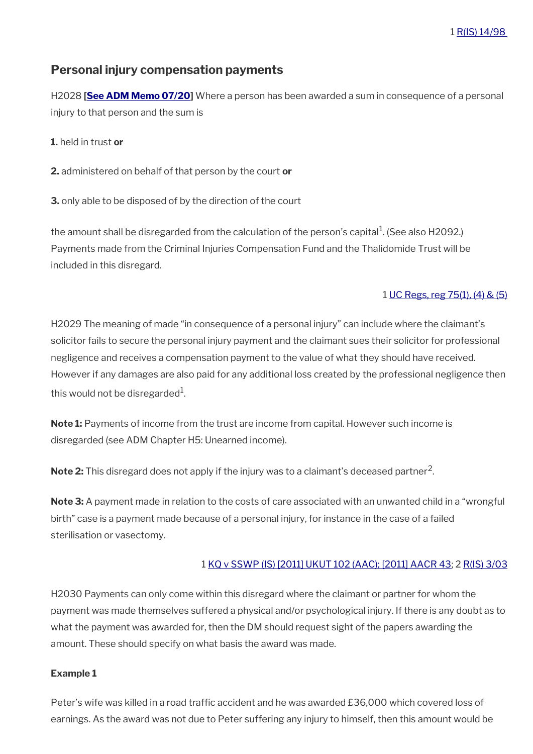1 R(IS) 14/98

## Personal injury compensation payments

H2028 [**See ADM Memo 07/20**] Where a person has been awarded a sum in consequence of a personal injury to that person and the sum is

**1.** held in trust **or**

**2.** administered on behalf of that person by the court **or**

**3.** only able to be disposed of by the direction of the court

the amount shall be disregarded from the calculation of the person's capital[1]. (See also H2092.) Payments made from the Criminal Injuries Compensation Fund and the Thalidomide Trust will be included in this disregard.

1 UC Regs, reg 75(1), (4) & (5)

H2029 The meaning of made "in consequence of a personal injury" can include where the claimant's solicitor fails to secure the personal injury payment and the claimant sues their solicitor for professional negligence and receives a compensation payment to the value of what they should have received. However if any damages are also paid for any additional loss created by the professional negligence then this would not be disregarded[1].

**Note 1:** Payments of income from the trust are income from capital. However such income is disregarded (see ADM Chapter H5: Unearned income).

**Note 2:** This disregard does not apply if the injury was to a claimant's deceased partner[2].

**Note 3:** A payment made in relation to the costs of care associated with an unwanted child in a "wrongful birth" case is a payment made because of a personal injury, for instance in the case of a failed sterilisation or vasectomy.

1 KQ v SSWP (IS) [2011] UKUT 102 (AAC); [2011] AACR 43; 2 R(IS) 3/03

H2030 Payments can only come within this disregard where the claimant or partner for whom the payment was made themselves suffered a physical and/or psychological injury. If there is any doubt as to what the payment was awarded for, then the DM should request sight of the papers awarding the amount. These should specify on what basis the award was made.

**Example 1**

Peter's wife was killed in a road traffic accident and he was awarded £36,000 which covered loss of earnings. As the award was not due to Peter suffering any injury to himself, then this amount would be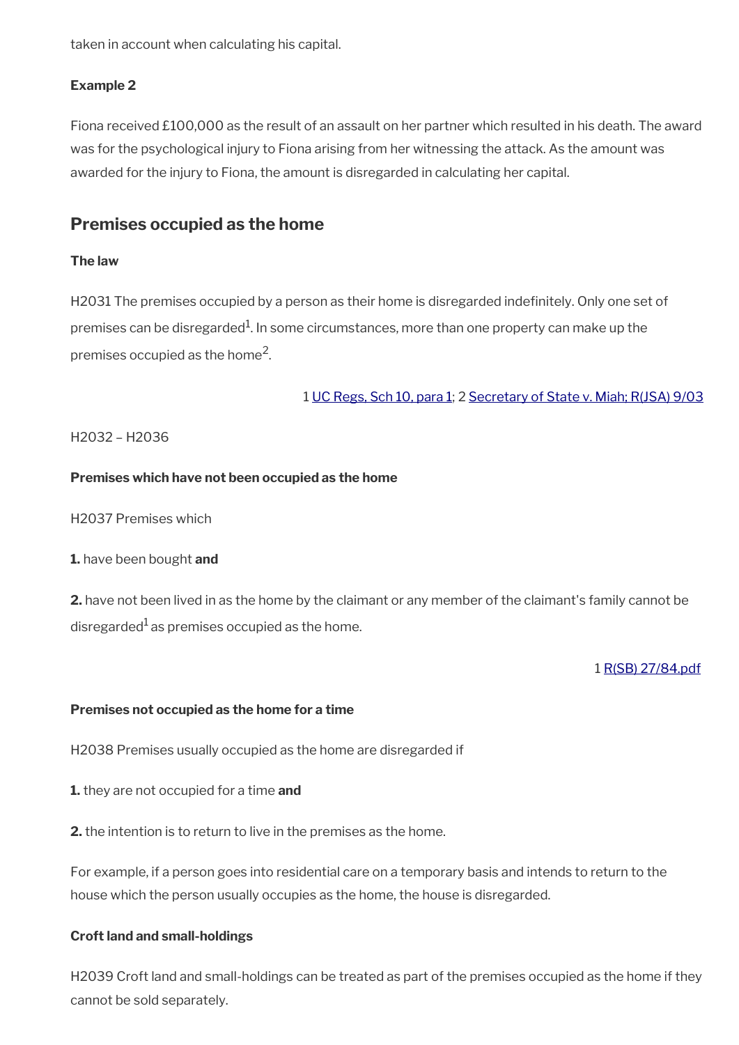taken in account when calculating his capital.

**Example 2**

Fiona received £100,000 as the result of an assault on her partner which resulted in his death. The award was for the psychological injury to Fiona arising from her witnessing the attack. As the amount was awarded for the injury to Fiona, the amount is disregarded in calculating her capital.

## Premises occupied as the home

**The law**

H2031 The premises occupied by a person as their home is disregarded indefinitely. Only one set of premises can be disregarded[1]. In some circumstances, more than one property can make up the premises occupied as the home[2].

1 UC Regs, Sch 10, para 1; 2 Secretary of State v. Miah; R(JSA) 9/03

H2032 – H2036

**Premises which have not been occupied as the home**

H2037 Premises which

**1.** have been bought **and**

**2.** have not been lived in as the home by the claimant or any member of the claimant's family cannot be disregarded[1] as premises occupied as the home.

1 R(SB) 27/84.pdf

**Premises not occupied as the home for a time**

H2038 Premises usually occupied as the home are disregarded if

**1.** they are not occupied for a time **and**

**2.** the intention is to return to live in the premises as the home.

For example, if a person goes into residential care on a temporary basis and intends to return to the house which the person usually occupies as the home, the house is disregarded.

**Croft land and small-holdings**

H2039 Croft land and small-holdings can be treated as part of the premises occupied as the home if they cannot be sold separately.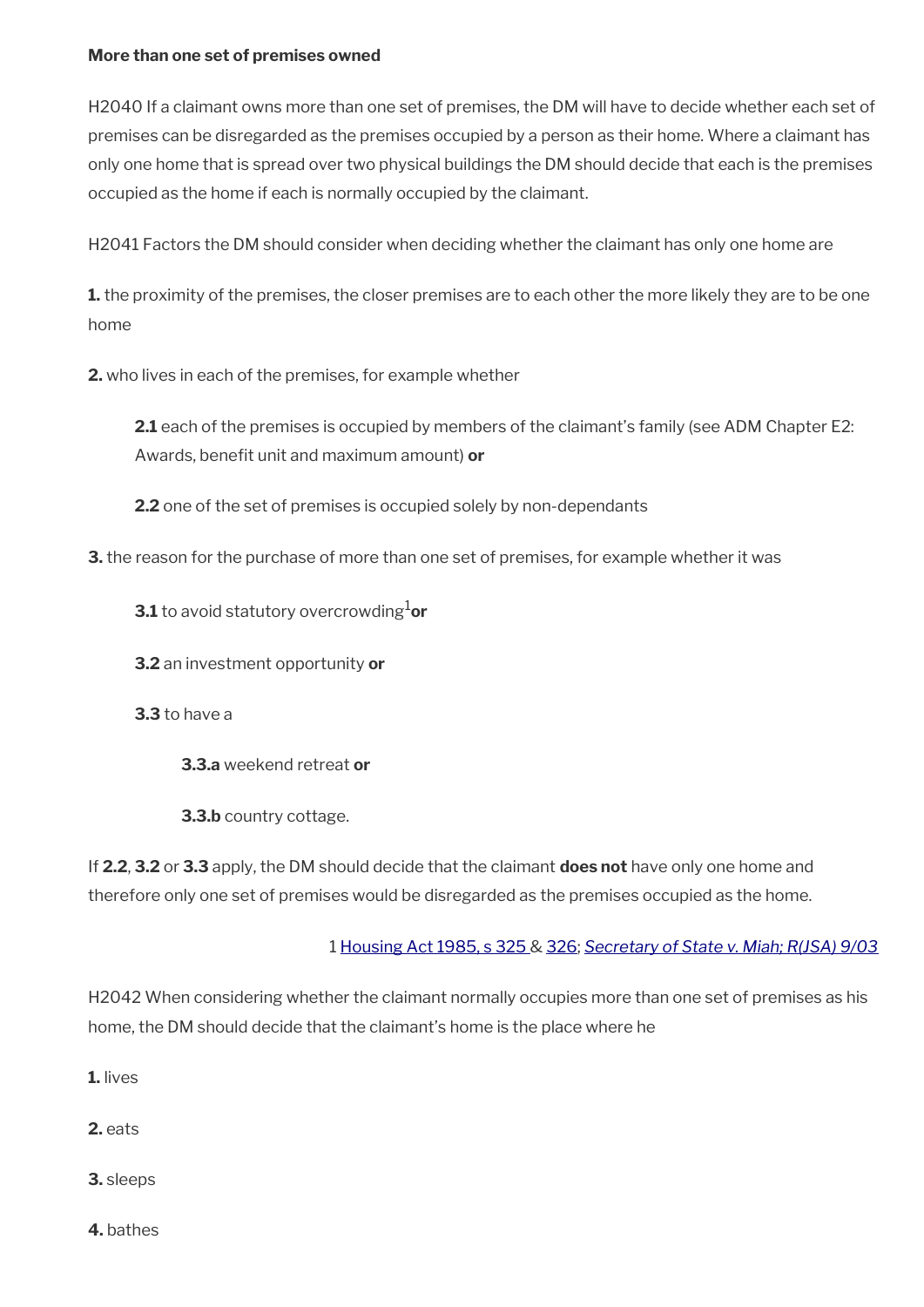**More than one set of premises owned**

H2040 If a claimant owns more than one set of premises, the DM will have to decide whether each set of premises can be disregarded as the premises occupied by a person as their home. Where a claimant has only one home that is spread over two physical buildings the DM should decide that each is the premises occupied as the home if each is normally occupied by the claimant.

H2041 Factors the DM should consider when deciding whether the claimant has only one home are

**1.** the proximity of the premises, the closer premises are to each other the more likely they are to be one home

**2.** who lives in each of the premises, for example whether

> **2.1** each of the premises is occupied by members of the claimant's family (see ADM Chapter E2: Awards, benefit unit and maximum amount) **or**
>
> **2.2** one of the set of premises is occupied solely by non-dependants

**3.** the reason for the purchase of more than one set of premises, for example whether it was

> **3.1** to avoid statutory overcrowding[1] **or**
>
> **3.2** an investment opportunity **or**
>
> **3.3** to have a
>
> > **3.3.a** weekend retreat **or**
> >
> > **3.3.b** country cottage.

If **2.2**, **3.2** or **3.3** apply, the DM should decide that the claimant **does not** have only one home and therefore only one set of premises would be disregarded as the premises occupied as the home.

1 Housing Act 1985, s 325 & 326; *Secretary of State v. Miah; R(JSA) 9/03*

H2042 When considering whether the claimant normally occupies more than one set of premises as his home, the DM should decide that the claimant's home is the place where he

**1.** lives

**2.** eats

**3.** sleeps

**4.** bathes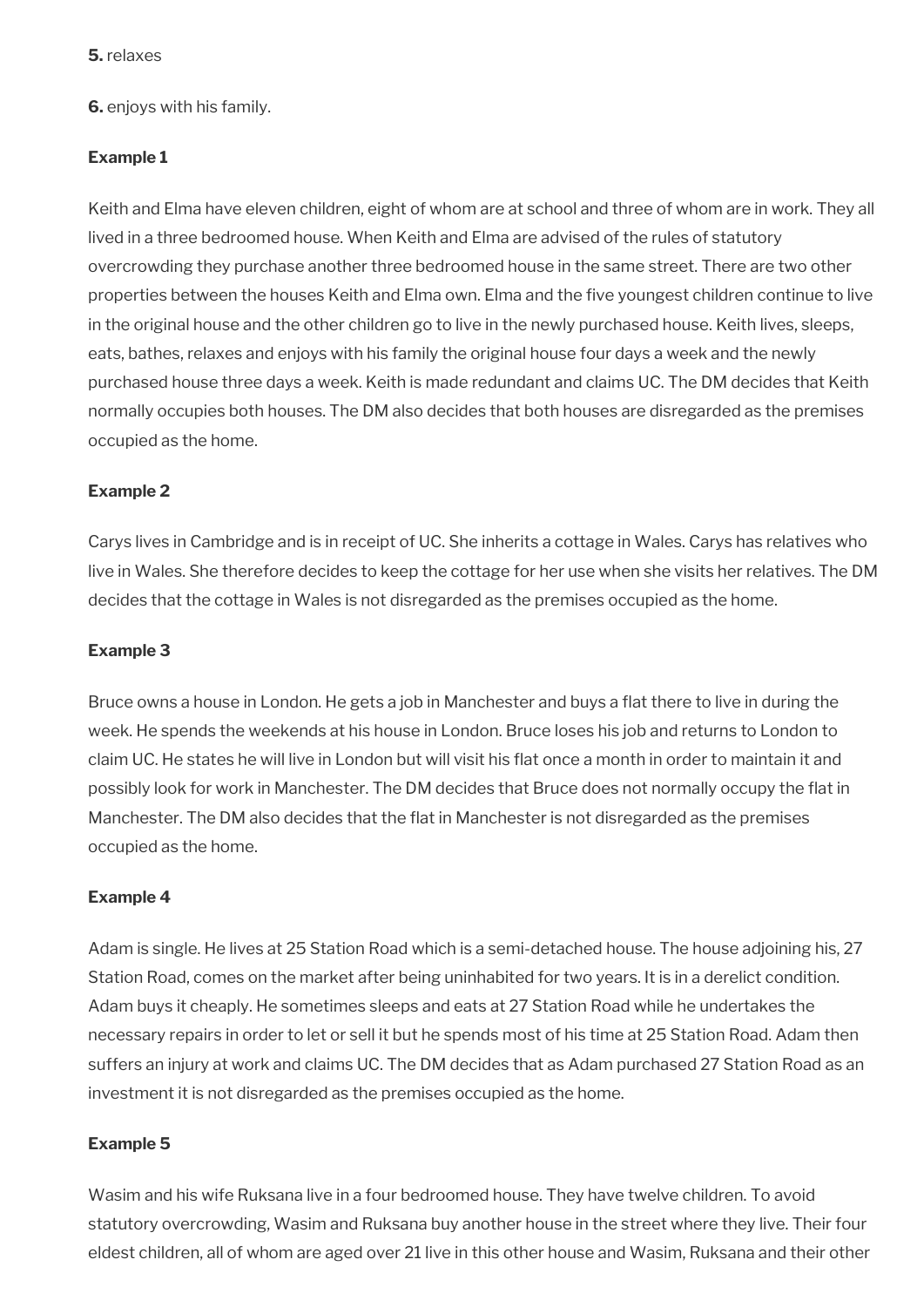**5.** relaxes

**6.** enjoys with his family.

**Example 1**

Keith and Elma have eleven children, eight of whom are at school and three of whom are in work. They all lived in a three bedroomed house. When Keith and Elma are advised of the rules of statutory overcrowding they purchase another three bedroomed house in the same street. There are two other properties between the houses Keith and Elma own. Elma and the five youngest children continue to live in the original house and the other children go to live in the newly purchased house. Keith lives, sleeps, eats, bathes, relaxes and enjoys with his family the original house four days a week and the newly purchased house three days a week. Keith is made redundant and claims UC. The DM decides that Keith normally occupies both houses. The DM also decides that both houses are disregarded as the premises occupied as the home.

**Example 2**

Carys lives in Cambridge and is in receipt of UC. She inherits a cottage in Wales. Carys has relatives who live in Wales. She therefore decides to keep the cottage for her use when she visits her relatives. The DM decides that the cottage in Wales is not disregarded as the premises occupied as the home.

**Example 3**

Bruce owns a house in London. He gets a job in Manchester and buys a flat there to live in during the week. He spends the weekends at his house in London. Bruce loses his job and returns to London to claim UC. He states he will live in London but will visit his flat once a month in order to maintain it and possibly look for work in Manchester. The DM decides that Bruce does not normally occupy the flat in Manchester. The DM also decides that the flat in Manchester is not disregarded as the premises occupied as the home.

**Example 4**

Adam is single. He lives at 25 Station Road which is a semi-detached house. The house adjoining his, 27 Station Road, comes on the market after being uninhabited for two years. It is in a derelict condition. Adam buys it cheaply. He sometimes sleeps and eats at 27 Station Road while he undertakes the necessary repairs in order to let or sell it but he spends most of his time at 25 Station Road. Adam then suffers an injury at work and claims UC. The DM decides that as Adam purchased 27 Station Road as an investment it is not disregarded as the premises occupied as the home.

**Example 5**

Wasim and his wife Ruksana live in a four bedroomed house. They have twelve children. To avoid statutory overcrowding, Wasim and Ruksana buy another house in the street where they live. Their four eldest children, all of whom are aged over 21 live in this other house and Wasim, Ruksana and their other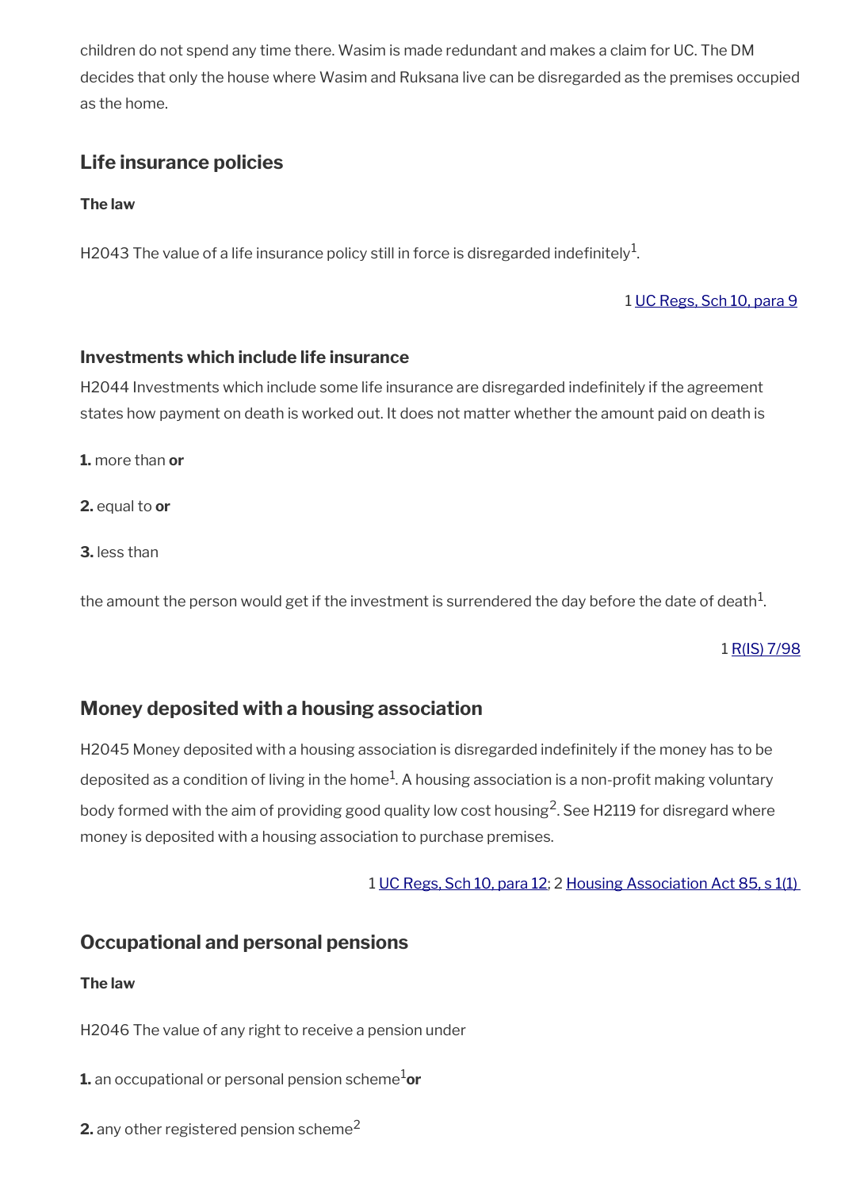children do not spend any time there. Wasim is made redundant and makes a claim for UC. The DM decides that only the house where Wasim and Ruksana live can be disregarded as the premises occupied as the home.

## Life insurance policies

**The law**

H2043 The value of a life insurance policy still in force is disregarded indefinitely[1].

1 UC Regs, Sch 10, para 9

### Investments which include life insurance

H2044 Investments which include some life insurance are disregarded indefinitely if the agreement states how payment on death is worked out. It does not matter whether the amount paid on death is

**1.** more than **or**

**2.** equal to **or**

**3.** less than

the amount the person would get if the investment is surrendered the day before the date of death[1].

1 R(IS) 7/98

## Money deposited with a housing association

H2045 Money deposited with a housing association is disregarded indefinitely if the money has to be deposited as a condition of living in the home[1]. A housing association is a non-profit making voluntary body formed with the aim of providing good quality low cost housing[2]. See H2119 for disregard where money is deposited with a housing association to purchase premises.

1 UC Regs, Sch 10, para 12; 2 Housing Association Act 85, s 1(1)

## Occupational and personal pensions

**The law**

H2046 The value of any right to receive a pension under

**1.** an occupational or personal pension scheme[1] **or**

**2.** any other registered pension scheme[2]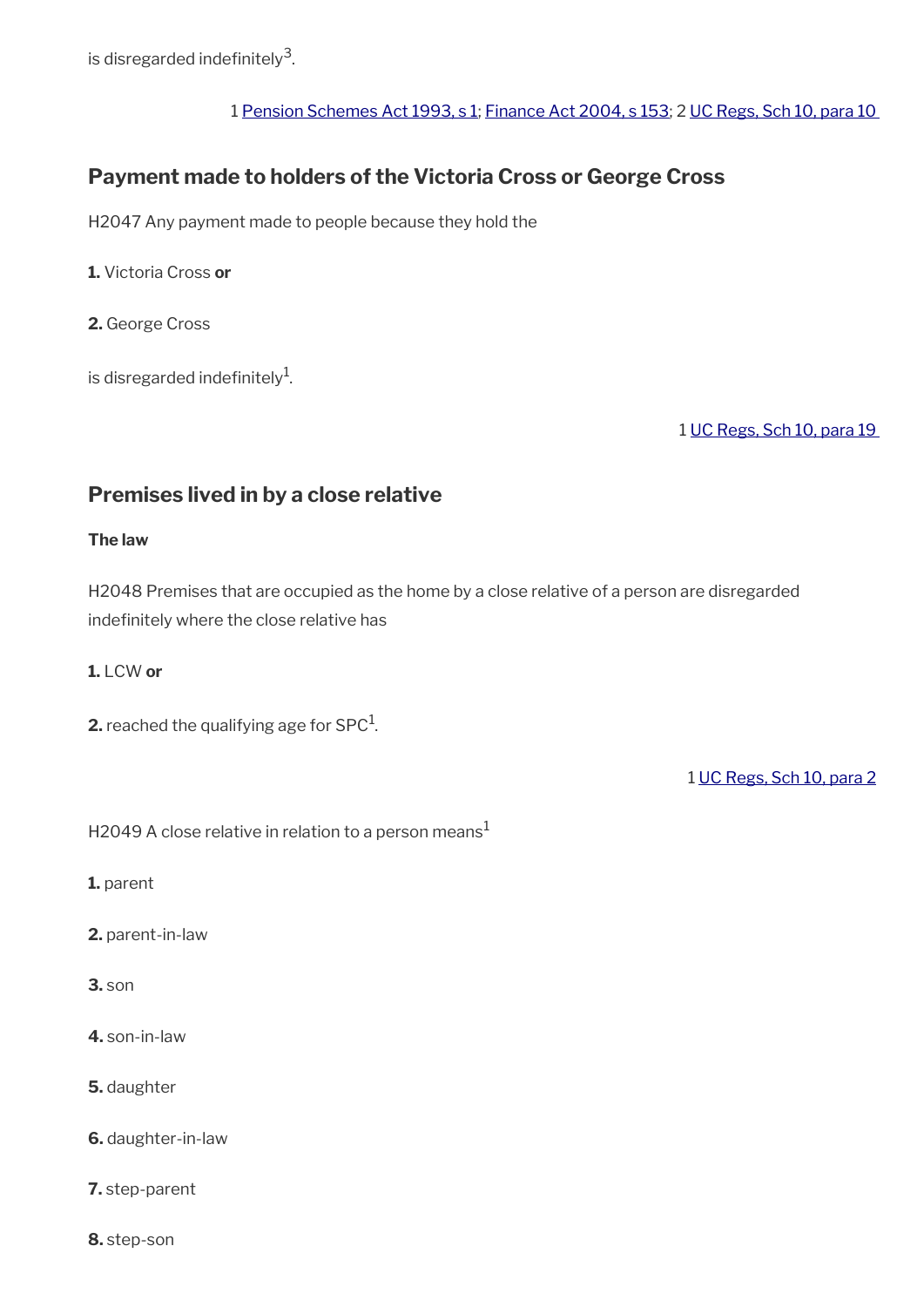is disregarded indefinitely[3].

1 Pension Schemes Act 1993, s 1; Finance Act 2004, s 153; 2 UC Regs, Sch 10, para 10

## Payment made to holders of the Victoria Cross or George Cross

H2047 Any payment made to people because they hold the

**1.** Victoria Cross **or**

**2.** George Cross

is disregarded indefinitely[1].

1 UC Regs, Sch 10, para 19

## Premises lived in by a close relative

**The law**

H2048 Premises that are occupied as the home by a close relative of a person are disregarded indefinitely where the close relative has

**1.** LCW **or**

**2.** reached the qualifying age for SPC[1].

1 UC Regs, Sch 10, para 2

H2049 A close relative in relation to a person means[1]

**1.** parent

**2.** parent-in-law

**3.** son

**4.** son-in-law

**5.** daughter

**6.** daughter-in-law

**7.** step-parent

**8.** step-son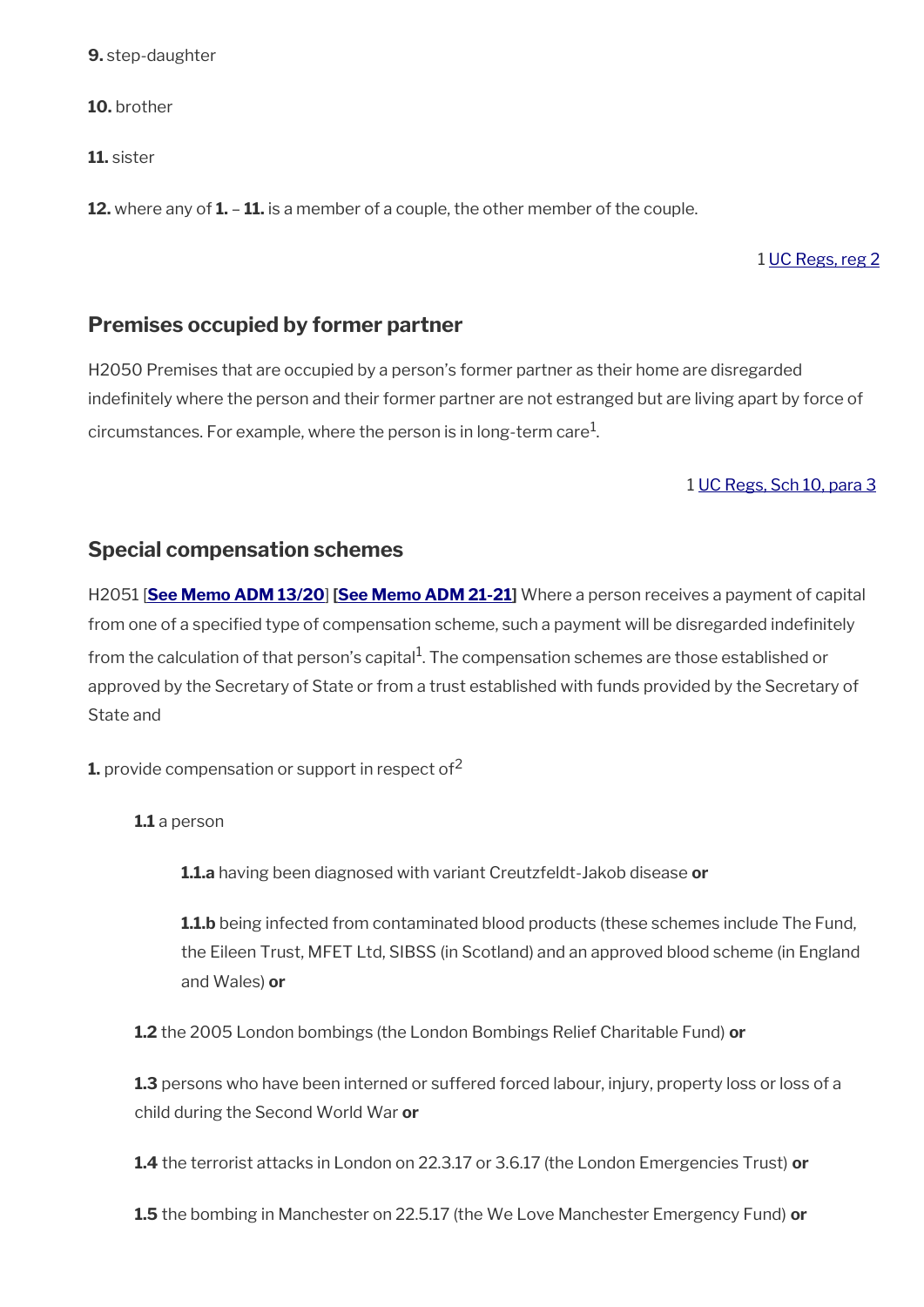**9.** step-daughter

**10.** brother

**11.** sister

**12.** where any of **1.** – **11.** is a member of a couple, the other member of the couple.

1 UC Regs, reg 2

## Premises occupied by former partner

H2050 Premises that are occupied by a person's former partner as their home are disregarded indefinitely where the person and their former partner are not estranged but are living apart by force of circumstances. For example, where the person is in long-term care[1].

1 UC Regs, Sch 10, para 3

## Special compensation schemes

H2051 [**See Memo ADM 13/20**] [**See Memo ADM 21-21**] Where a person receives a payment of capital from one of a specified type of compensation scheme, such a payment will be disregarded indefinitely from the calculation of that person's capital[1]. The compensation schemes are those established or approved by the Secretary of State or from a trust established with funds provided by the Secretary of State and

**1.** provide compensation or support in respect of[2]

**1.1** a person

**1.1.a** having been diagnosed with variant Creutzfeldt-Jakob disease **or**

**1.1.b** being infected from contaminated blood products (these schemes include The Fund, the Eileen Trust, MFET Ltd, SIBSS (in Scotland) and an approved blood scheme (in England and Wales) **or**

**1.2** the 2005 London bombings (the London Bombings Relief Charitable Fund) **or**

**1.3** persons who have been interned or suffered forced labour, injury, property loss or loss of a child during the Second World War **or**

**1.4** the terrorist attacks in London on 22.3.17 or 3.6.17 (the London Emergencies Trust) **or**

**1.5** the bombing in Manchester on 22.5.17 (the We Love Manchester Emergency Fund) **or**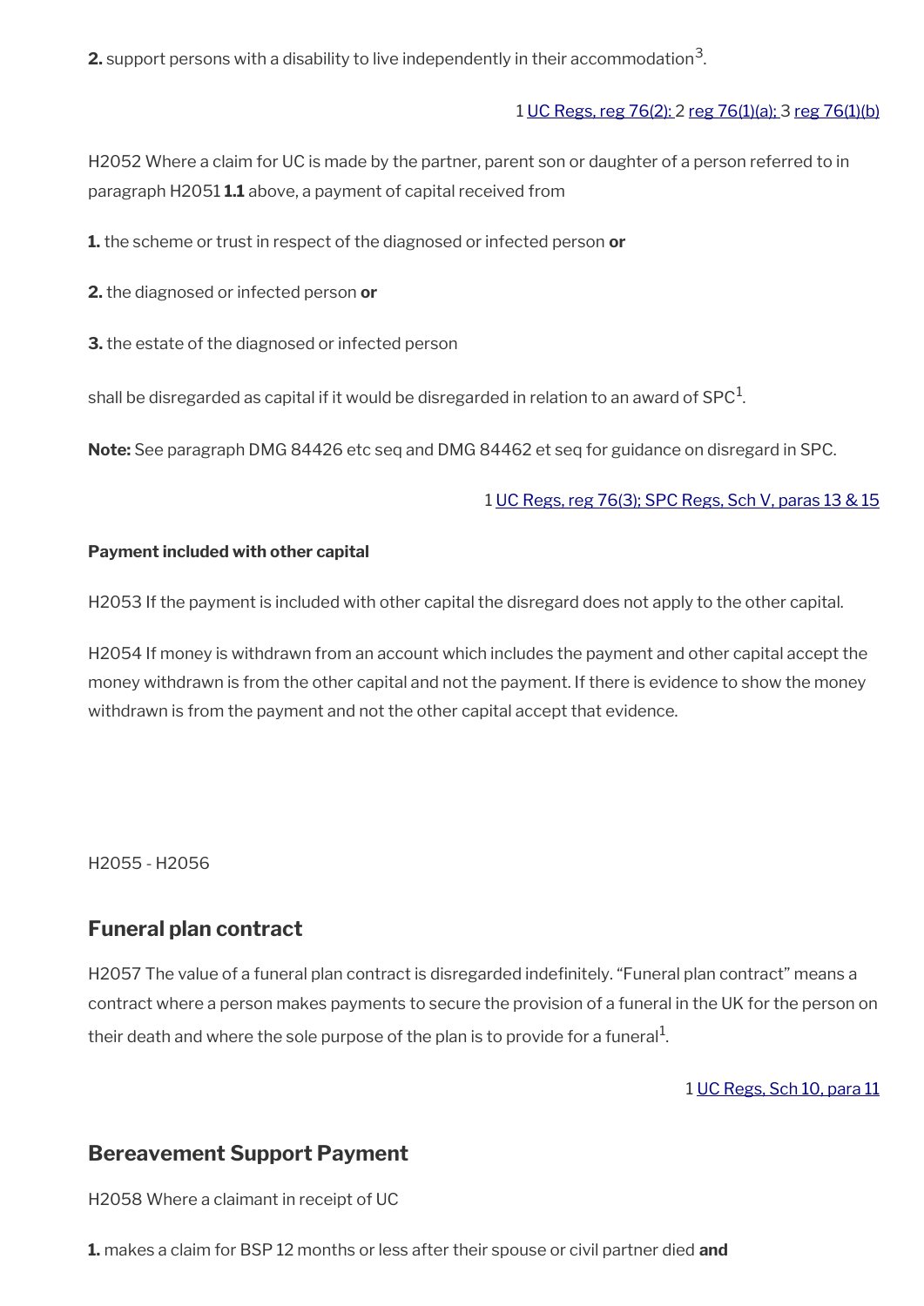**2.** support persons with a disability to live independently in their accommodation[3].

1 UC Regs, reg 76(2); 2 reg 76(1)(a); 3 reg 76(1)(b)

H2052 Where a claim for UC is made by the partner, parent son or daughter of a person referred to in paragraph H2051 **1.1** above, a payment of capital received from

**1.** the scheme or trust in respect of the diagnosed or infected person **or**

**2.** the diagnosed or infected person **or**

**3.** the estate of the diagnosed or infected person

shall be disregarded as capital if it would be disregarded in relation to an award of SPC[1].

**Note:** See paragraph DMG 84426 etc seq and DMG 84462 et seq for guidance on disregard in SPC.

1 UC Regs, reg 76(3); SPC Regs, Sch V, paras 13 & 15

#### Payment included with other capital

H2053 If the payment is included with other capital the disregard does not apply to the other capital.

H2054 If money is withdrawn from an account which includes the payment and other capital accept the money withdrawn is from the other capital and not the payment. If there is evidence to show the money withdrawn is from the payment and not the other capital accept that evidence.

H2055 - H2056

## Funeral plan contract

H2057 The value of a funeral plan contract is disregarded indefinitely. “Funeral plan contract” means a contract where a person makes payments to secure the provision of a funeral in the UK for the person on their death and where the sole purpose of the plan is to provide for a funeral[1].

1 UC Regs, Sch 10, para 11

## Bereavement Support Payment

H2058 Where a claimant in receipt of UC

**1.** makes a claim for BSP 12 months or less after their spouse or civil partner died **and**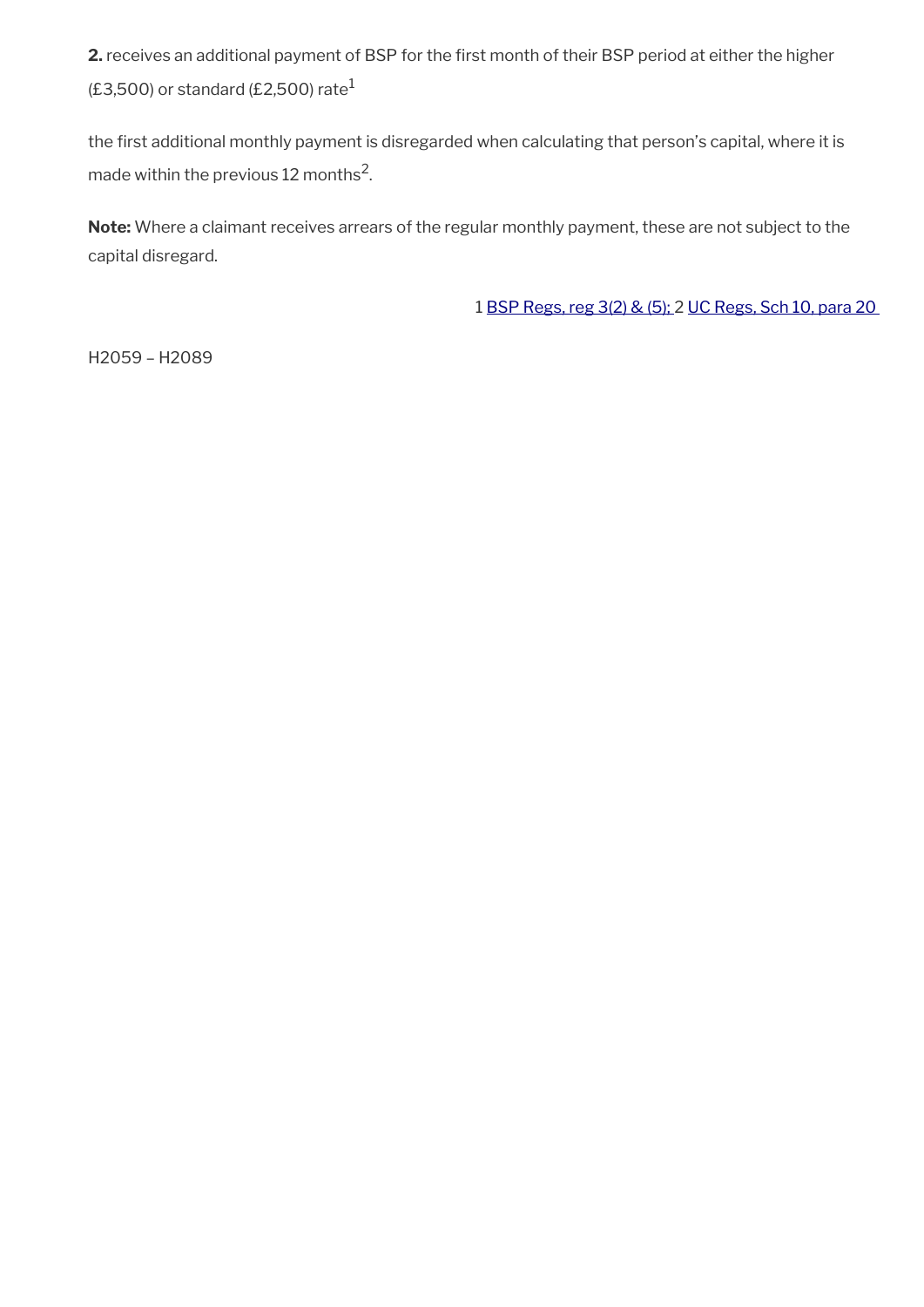**2.** receives an additional payment of BSP for the first month of their BSP period at either the higher (£3,500) or standard (£2,500) rate[1]

the first additional monthly payment is disregarded when calculating that person's capital, where it is made within the previous 12 months[2].

**Note:** Where a claimant receives arrears of the regular monthly payment, these are not subject to the capital disregard.

1 BSP Regs, reg 3(2) & (5); 2 UC Regs, Sch 10, para 20

H2059 – H2089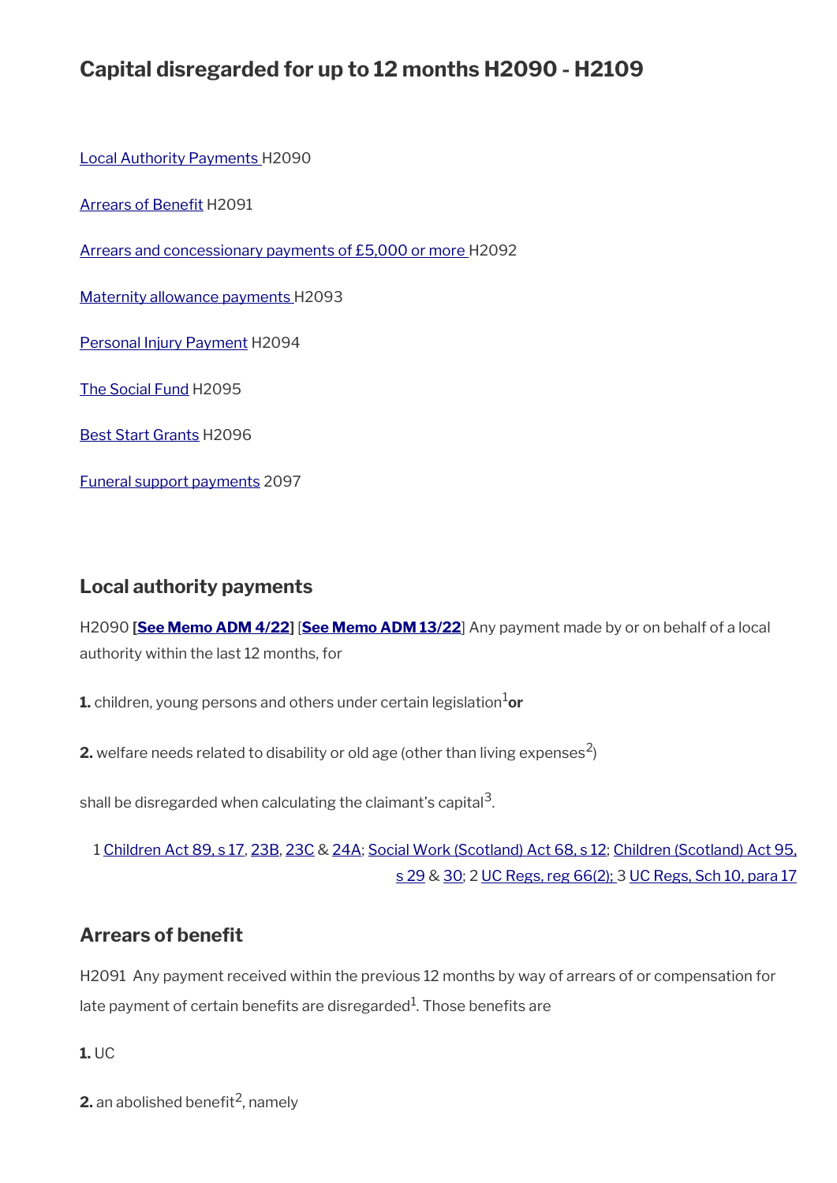## Capital disregarded for up to 12 months H2090 - H2109

Local Authority Payments H2090

Arrears of Benefit H2091

Arrears and concessionary payments of £5,000 or more H2092

Maternity allowance payments H2093

Personal Injury Payment H2094

The Social Fund H2095

Best Start Grants H2096

Funeral support payments 2097

### Local authority payments

H2090 **[See Memo ADM 4/22]** [**See Memo ADM 13/22**] Any payment made by or on behalf of a local authority within the last 12 months, for

**1.** children, young persons and others under certain legislation[1] **or**

**2.** welfare needs related to disability or old age (other than living expenses[2])

shall be disregarded when calculating the claimant's capital[3].

1 Children Act 89, s 17, 23B, 23C & 24A; Social Work (Scotland) Act 68, s 12; Children (Scotland) Act 95, s 29 & 30; 2 UC Regs, reg 66(2); 3 UC Regs, Sch 10, para 17

### Arrears of benefit

H2091 Any payment received within the previous 12 months by way of arrears of or compensation for late payment of certain benefits are disregarded[1]. Those benefits are

**1.** UC

**2.** an abolished benefit[2], namely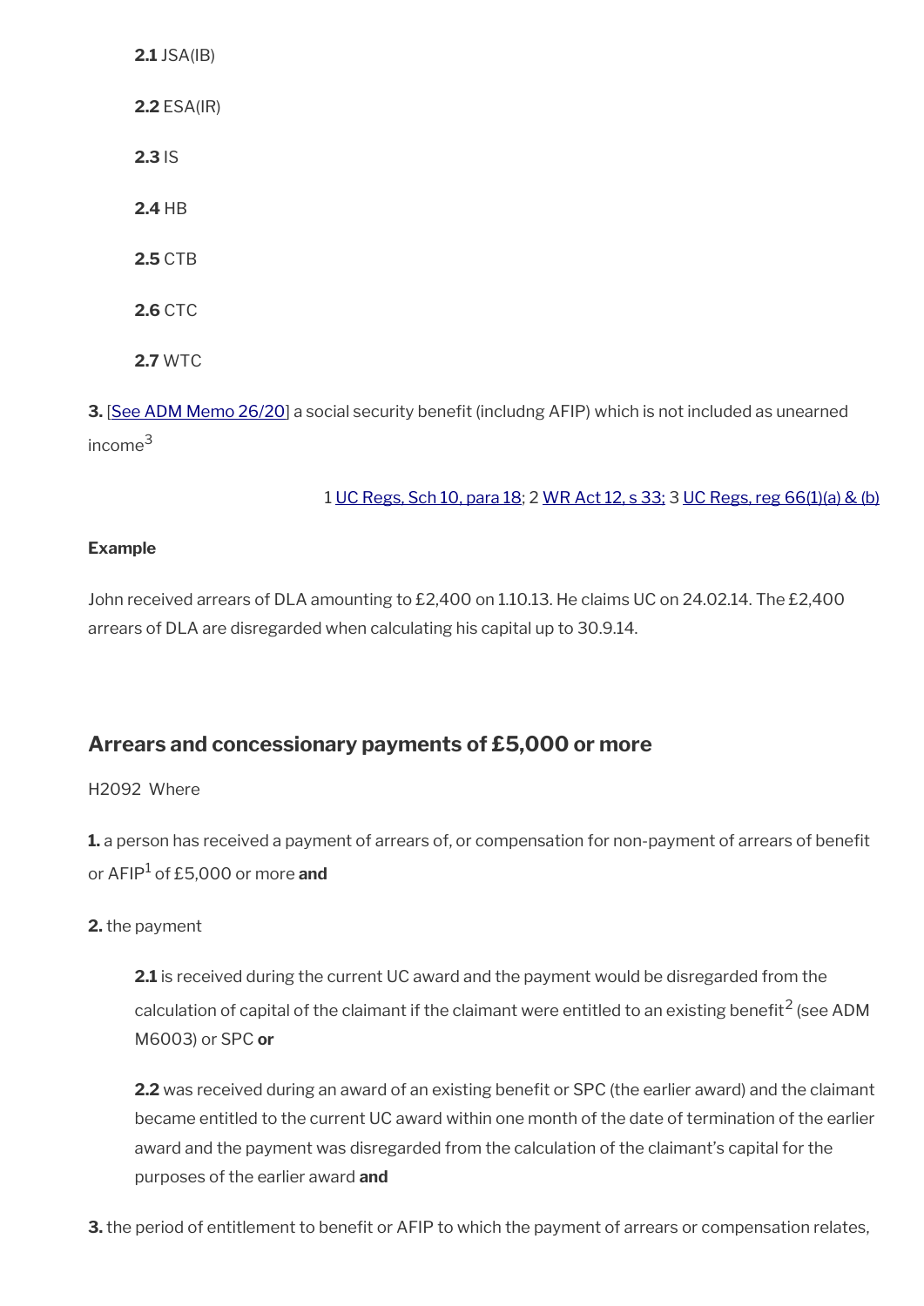**2.1** JSA(IB)

**2.2** ESA(IR)

**2.3** IS

**2.4** HB

**2.5** CTB

**2.6** CTC

**2.7** WTC

**3.** [See ADM Memo 26/20] a social security benefit (includng AFIP) which is not included as unearned income[3]

1 UC Regs, Sch 10, para 18; 2 WR Act 12, s 33; 3 UC Regs, reg 66(1)(a) & (b)

**Example**

John received arrears of DLA amounting to £2,400 on 1.10.13. He claims UC on 24.02.14. The £2,400 arrears of DLA are disregarded when calculating his capital up to 30.9.14.

## Arrears and concessionary payments of £5,000 or more

H2092 Where

**1.** a person has received a payment of arrears of, or compensation for non-payment of arrears of benefit or AFIP[1] of £5,000 or more **and**

**2.** the payment

**2.1** is received during the current UC award and the payment would be disregarded from the calculation of capital of the claimant if the claimant were entitled to an existing benefit[2] (see ADM M6003) or SPC **or**

**2.2** was received during an award of an existing benefit or SPC (the earlier award) and the claimant became entitled to the current UC award within one month of the date of termination of the earlier award and the payment was disregarded from the calculation of the claimant's capital for the purposes of the earlier award **and**

**3.** the period of entitlement to benefit or AFIP to which the payment of arrears or compensation relates,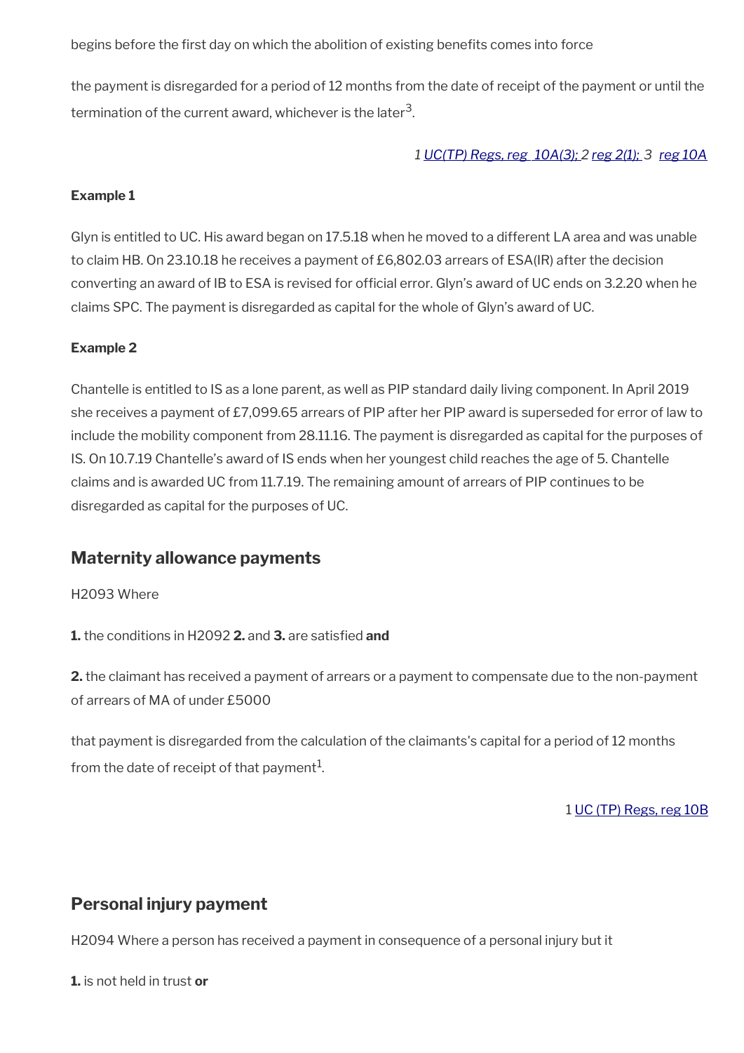begins before the first day on which the abolition of existing benefits comes into force

the payment is disregarded for a period of 12 months from the date of receipt of the payment or until the termination of the current award, whichever is the later[3].

*1 UC(TP) Regs, reg 10A(3); 2 reg 2(1); 3 reg 10A*

**Example 1**

Glyn is entitled to UC. His award began on 17.5.18 when he moved to a different LA area and was unable to claim HB. On 23.10.18 he receives a payment of £6,802.03 arrears of ESA(IR) after the decision converting an award of IB to ESA is revised for official error. Glyn's award of UC ends on 3.2.20 when he claims SPC. The payment is disregarded as capital for the whole of Glyn's award of UC.

**Example 2**

Chantelle is entitled to IS as a lone parent, as well as PIP standard daily living component. In April 2019 she receives a payment of £7,099.65 arrears of PIP after her PIP award is superseded for error of law to include the mobility component from 28.11.16. The payment is disregarded as capital for the purposes of IS. On 10.7.19 Chantelle's award of IS ends when her youngest child reaches the age of 5. Chantelle claims and is awarded UC from 11.7.19. The remaining amount of arrears of PIP continues to be disregarded as capital for the purposes of UC.

## Maternity allowance payments

H2093 Where

**1.** the conditions in H2092 **2.** and **3.** are satisfied **and**

**2.** the claimant has received a payment of arrears or a payment to compensate due to the non-payment of arrears of MA of under £5000

that payment is disregarded from the calculation of the claimants's capital for a period of 12 months from the date of receipt of that payment[1].

1 UC (TP) Regs, reg 10B

## Personal injury payment

H2094 Where a person has received a payment in consequence of a personal injury but it

**1.** is not held in trust **or**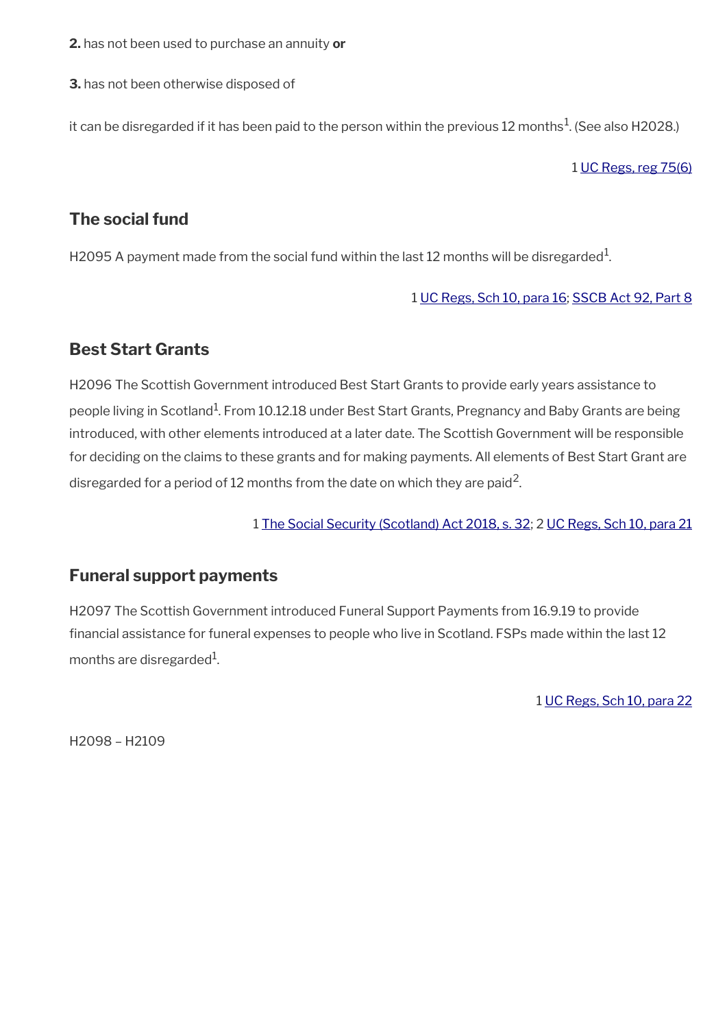**2.** has not been used to purchase an annuity **or**

**3.** has not been otherwise disposed of

it can be disregarded if it has been paid to the person within the previous 12 months[1]. (See also H2028.)

1 UC Regs, reg 75(6)

## The social fund

H2095 A payment made from the social fund within the last 12 months will be disregarded[1].

1 UC Regs, Sch 10, para 16; SSCB Act 92, Part 8

## Best Start Grants

H2096 The Scottish Government introduced Best Start Grants to provide early years assistance to people living in Scotland[1]. From 10.12.18 under Best Start Grants, Pregnancy and Baby Grants are being introduced, with other elements introduced at a later date. The Scottish Government will be responsible for deciding on the claims to these grants and for making payments. All elements of Best Start Grant are disregarded for a period of 12 months from the date on which they are paid[2].

1 The Social Security (Scotland) Act 2018, s. 32; 2 UC Regs, Sch 10, para 21

## Funeral support payments

H2097 The Scottish Government introduced Funeral Support Payments from 16.9.19 to provide financial assistance for funeral expenses to people who live in Scotland. FSPs made within the last 12 months are disregarded[1].

1 UC Regs, Sch 10, para 22

H2098 – H2109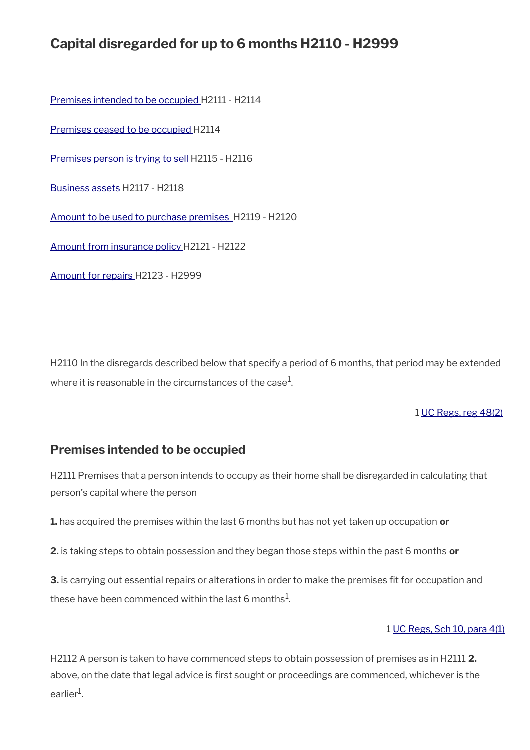## Capital disregarded for up to 6 months H2110 - H2999

[Premises intended to be occupied](#) H2111 - H2114

[Premises ceased to be occupied](#) H2114

[Premises person is trying to sell](#) H2115 - H2116

[Business assets](#) H2117 - H2118

[Amount to be used to purchase premises](#) H2119 - H2120

[Amount from insurance policy](#) H2121 - H2122

[Amount for repairs](#) H2123 - H2999

H2110 In the disregards described below that specify a period of 6 months, that period may be extended where it is reasonable in the circumstances of the case[1].

1 [UC Regs, reg 48(2)](#)

### Premises intended to be occupied

H2111 Premises that a person intends to occupy as their home shall be disregarded in calculating that person's capital where the person

**1.** has acquired the premises within the last 6 months but has not yet taken up occupation **or**

**2.** is taking steps to obtain possession and they began those steps within the past 6 months **or**

**3.** is carrying out essential repairs or alterations in order to make the premises fit for occupation and these have been commenced within the last 6 months[1].

1 [UC Regs, Sch 10, para 4(1)](#)

H2112 A person is taken to have commenced steps to obtain possession of premises as in H2111 **2.** above, on the date that legal advice is first sought or proceedings are commenced, whichever is the earlier[1].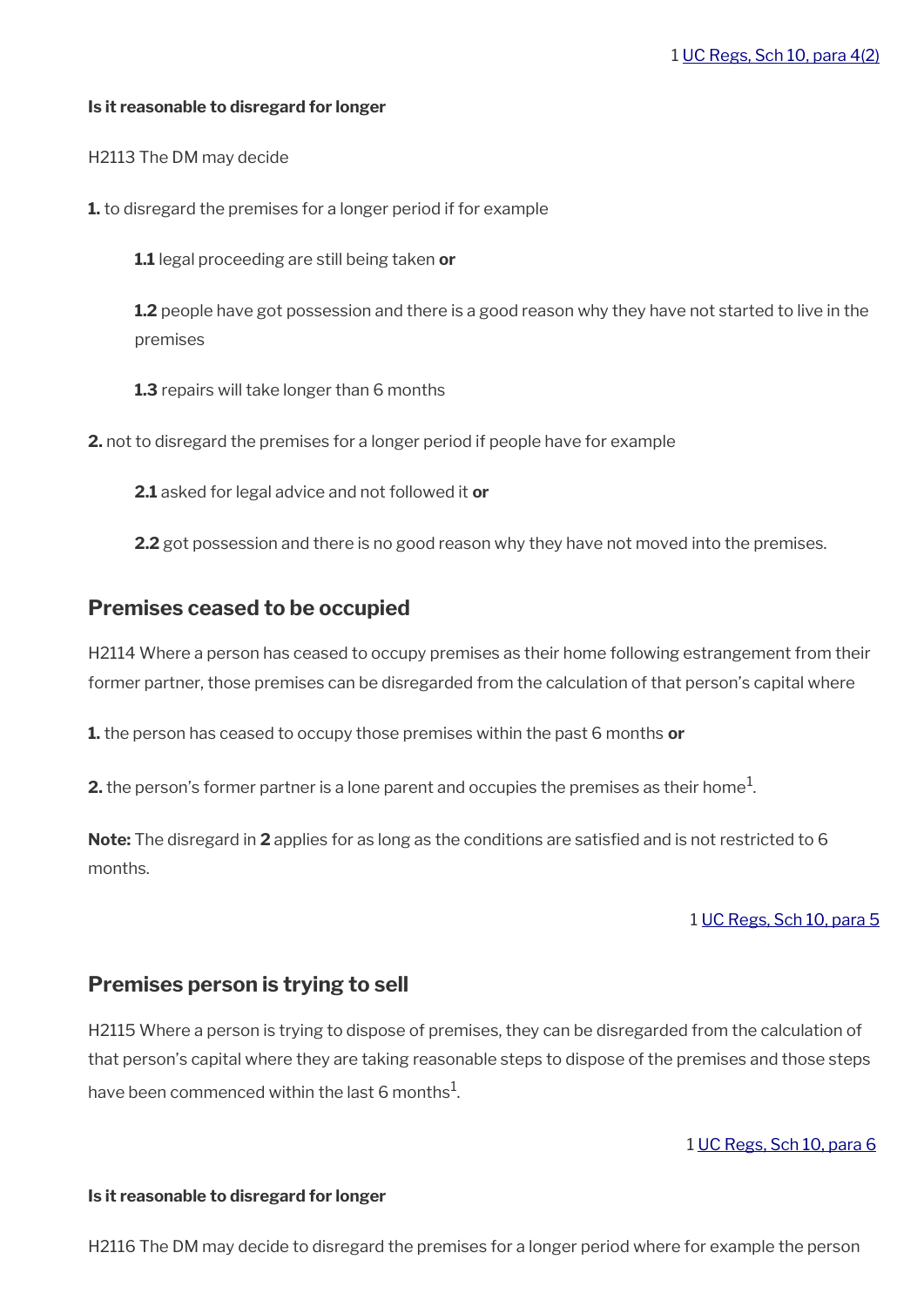1 UC Regs, Sch 10, para 4(2)

**Is it reasonable to disregard for longer**

H2113 The DM may decide

**1.** to disregard the premises for a longer period if for example

> **1.1** legal proceeding are still being taken **or**
>
> **1.2** people have got possession and there is a good reason why they have not started to live in the premises
>
> **1.3** repairs will take longer than 6 months

**2.** not to disregard the premises for a longer period if people have for example

> **2.1** asked for legal advice and not followed it **or**
>
> **2.2** got possession and there is no good reason why they have not moved into the premises.

## Premises ceased to be occupied

H2114 Where a person has ceased to occupy premises as their home following estrangement from their former partner, those premises can be disregarded from the calculation of that person's capital where

**1.** the person has ceased to occupy those premises within the past 6 months **or**

**2.** the person's former partner is a lone parent and occupies the premises as their home[1].

**Note:** The disregard in **2** applies for as long as the conditions are satisfied and is not restricted to 6 months.

1 UC Regs, Sch 10, para 5

## Premises person is trying to sell

H2115 Where a person is trying to dispose of premises, they can be disregarded from the calculation of that person's capital where they are taking reasonable steps to dispose of the premises and those steps have been commenced within the last 6 months[1].

1 UC Regs, Sch 10, para 6

**Is it reasonable to disregard for longer**

H2116 The DM may decide to disregard the premises for a longer period where for example the person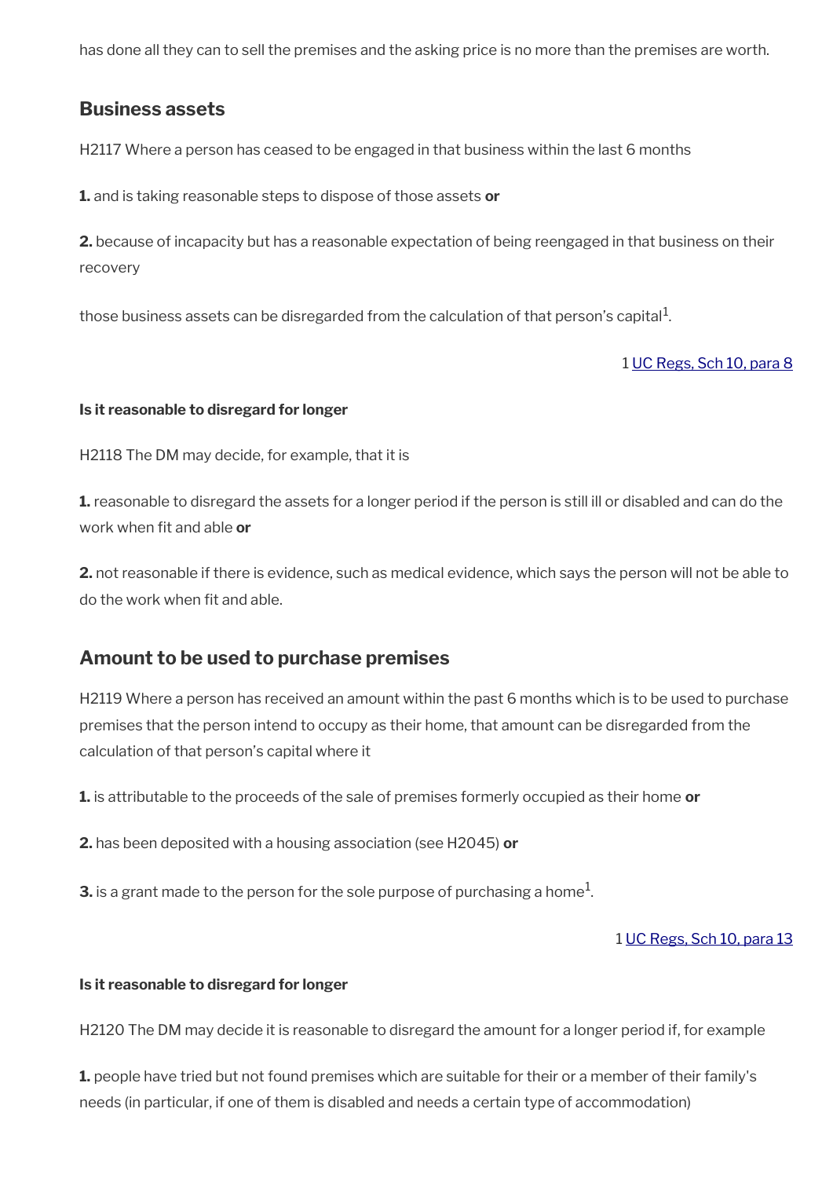has done all they can to sell the premises and the asking price is no more than the premises are worth.

## Business assets

H2117 Where a person has ceased to be engaged in that business within the last 6 months

**1.** and is taking reasonable steps to dispose of those assets **or**

**2.** because of incapacity but has a reasonable expectation of being reengaged in that business on their recovery

those business assets can be disregarded from the calculation of that person's capital[1].

1 UC Regs, Sch 10, para 8

#### Is it reasonable to disregard for longer

H2118 The DM may decide, for example, that it is

**1.** reasonable to disregard the assets for a longer period if the person is still ill or disabled and can do the work when fit and able **or**

**2.** not reasonable if there is evidence, such as medical evidence, which says the person will not be able to do the work when fit and able.

## Amount to be used to purchase premises

H2119 Where a person has received an amount within the past 6 months which is to be used to purchase premises that the person intend to occupy as their home, that amount can be disregarded from the calculation of that person's capital where it

**1.** is attributable to the proceeds of the sale of premises formerly occupied as their home **or**

**2.** has been deposited with a housing association (see H2045) **or**

**3.** is a grant made to the person for the sole purpose of purchasing a home[1].

1 UC Regs, Sch 10, para 13

#### Is it reasonable to disregard for longer

H2120 The DM may decide it is reasonable to disregard the amount for a longer period if, for example

**1.** people have tried but not found premises which are suitable for their or a member of their family's needs (in particular, if one of them is disabled and needs a certain type of accommodation)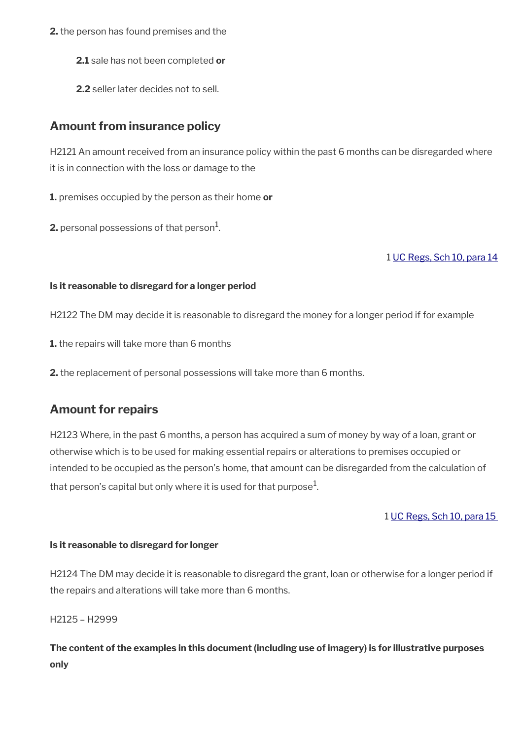**2.** the person has found premises and the

> **2.1** sale has not been completed **or**
>
> **2.2** seller later decides not to sell.

## Amount from insurance policy

H2121 An amount received from an insurance policy within the past 6 months can be disregarded where it is in connection with the loss or damage to the

**1.** premises occupied by the person as their home **or**

**2.** personal possessions of that person[1].

1 UC Regs, Sch 10, para 14

#### Is it reasonable to disregard for a longer period

H2122 The DM may decide it is reasonable to disregard the money for a longer period if for example

**1.** the repairs will take more than 6 months

**2.** the replacement of personal possessions will take more than 6 months.

## Amount for repairs

H2123 Where, in the past 6 months, a person has acquired a sum of money by way of a loan, grant or otherwise which is to be used for making essential repairs or alterations to premises occupied or intended to be occupied as the person's home, that amount can be disregarded from the calculation of that person's capital but only where it is used for that purpose[1].

1 UC Regs, Sch 10, para 15

#### Is it reasonable to disregard for longer

H2124 The DM may decide it is reasonable to disregard the grant, loan or otherwise for a longer period if the repairs and alterations will take more than 6 months.

H2125 – H2999

**The content of the examples in this document (including use of imagery) is for illustrative purposes only**